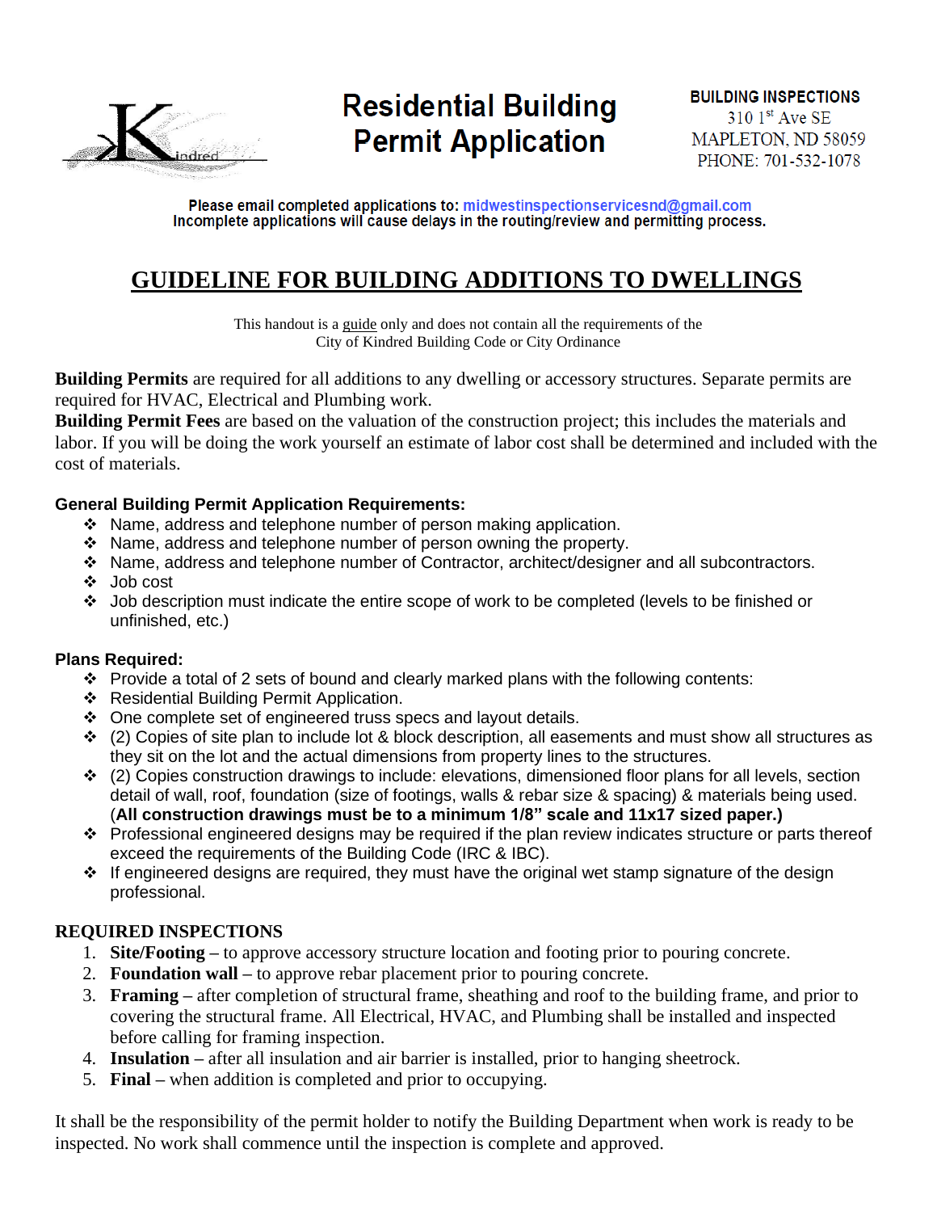# Residential Building Permit Application

**BUILDING INSPECTIONS**
310 1st Ave SE
MAPLETON, ND 58059
PHONE: 701-532-1078

**Please email completed applications to: midwestinspectionservicesnd@gmail.com**
**Incomplete applications will cause delays in the routing/review and permitting process.**

## GUIDELINE FOR BUILDING ADDITIONS TO DWELLINGS

This handout is a guide only and does not contain all the requirements of the City of Kindred Building Code or City Ordinance

**Building Permits** are required for all additions to any dwelling or accessory structures. Separate permits are required for HVAC, Electrical and Plumbing work.
**Building Permit Fees** are based on the valuation of the construction project; this includes the materials and labor. If you will be doing the work yourself an estimate of labor cost shall be determined and included with the cost of materials.

### General Building Permit Application Requirements:

- Name, address and telephone number of person making application.
- Name, address and telephone number of person owning the property.
- Name, address and telephone number of Contractor, architect/designer and all subcontractors.
- Job cost
- Job description must indicate the entire scope of work to be completed (levels to be finished or unfinished, etc.)

### Plans Required:

- Provide a total of 2 sets of bound and clearly marked plans with the following contents:
- Residential Building Permit Application.
- One complete set of engineered truss specs and layout details.
- (2) Copies of site plan to include lot & block description, all easements and must show all structures as they sit on the lot and the actual dimensions from property lines to the structures.
- (2) Copies construction drawings to include: elevations, dimensioned floor plans for all levels, section detail of wall, roof, foundation (size of footings, walls & rebar size & spacing) & materials being used. (**All construction drawings must be to a minimum 1/8" scale and 11x17 sized paper.)**
- Professional engineered designs may be required if the plan review indicates structure or parts thereof exceed the requirements of the Building Code (IRC & IBC).
- If engineered designs are required, they must have the original wet stamp signature of the design professional.

### REQUIRED INSPECTIONS

1. **Site/Footing –** to approve accessory structure location and footing prior to pouring concrete.
2. **Foundation wall –** to approve rebar placement prior to pouring concrete.
3. **Framing –** after completion of structural frame, sheathing and roof to the building frame, and prior to covering the structural frame. All Electrical, HVAC, and Plumbing shall be installed and inspected before calling for framing inspection.
4. **Insulation –** after all insulation and air barrier is installed, prior to hanging sheetrock.
5. **Final –** when addition is completed and prior to occupying.

It shall be the responsibility of the permit holder to notify the Building Department when work is ready to be inspected. No work shall commence until the inspection is complete and approved.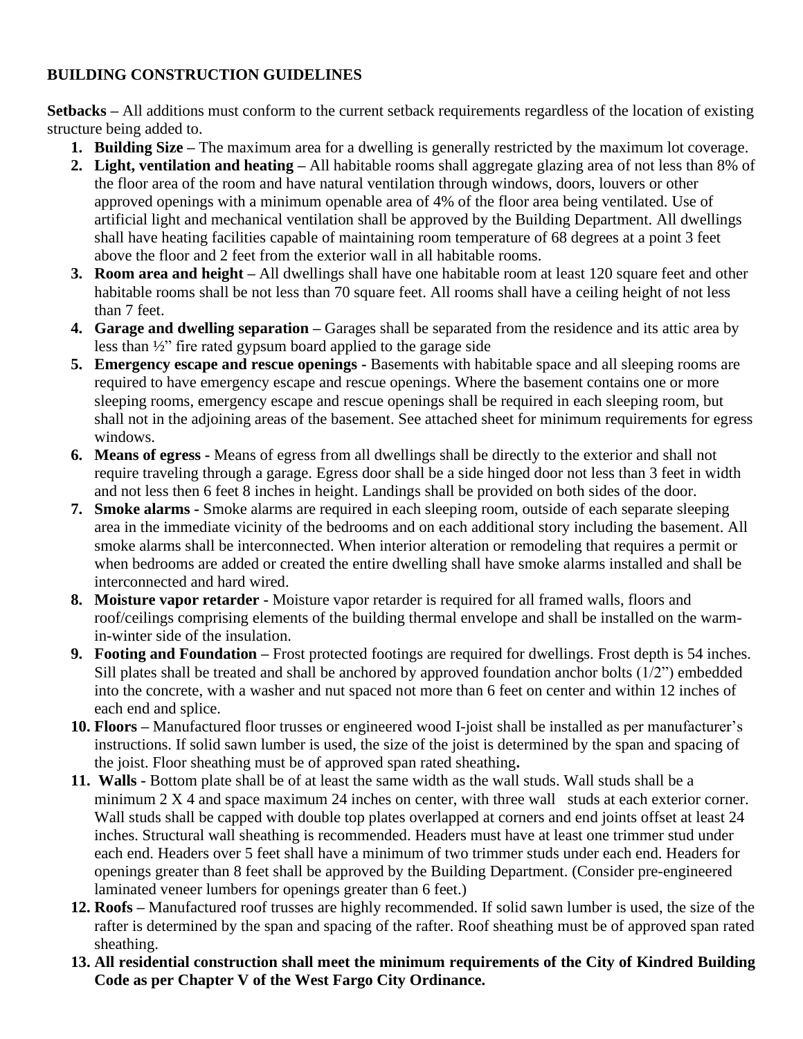**BUILDING CONSTRUCTION GUIDELINES**

**Setbacks –** All additions must conform to the current setback requirements regardless of the location of existing structure being added to.

1. **Building Size –** The maximum area for a dwelling is generally restricted by the maximum lot coverage.
2. **Light, ventilation and heating –** All habitable rooms shall aggregate glazing area of not less than 8% of the floor area of the room and have natural ventilation through windows, doors, louvers or other approved openings with a minimum openable area of 4% of the floor area being ventilated. Use of artificial light and mechanical ventilation shall be approved by the Building Department. All dwellings shall have heating facilities capable of maintaining room temperature of 68 degrees at a point 3 feet above the floor and 2 feet from the exterior wall in all habitable rooms.
3. **Room area and height –** All dwellings shall have one habitable room at least 120 square feet and other habitable rooms shall be not less than 70 square feet. All rooms shall have a ceiling height of not less than 7 feet.
4. **Garage and dwelling separation –** Garages shall be separated from the residence and its attic area by less than ½" fire rated gypsum board applied to the garage side
5. **Emergency escape and rescue openings -** Basements with habitable space and all sleeping rooms are required to have emergency escape and rescue openings. Where the basement contains one or more sleeping rooms, emergency escape and rescue openings shall be required in each sleeping room, but shall not in the adjoining areas of the basement. See attached sheet for minimum requirements for egress windows.
6. **Means of egress -** Means of egress from all dwellings shall be directly to the exterior and shall not require traveling through a garage. Egress door shall be a side hinged door not less than 3 feet in width and not less then 6 feet 8 inches in height. Landings shall be provided on both sides of the door.
7. **Smoke alarms -** Smoke alarms are required in each sleeping room, outside of each separate sleeping area in the immediate vicinity of the bedrooms and on each additional story including the basement. All smoke alarms shall be interconnected. When interior alteration or remodeling that requires a permit or when bedrooms are added or created the entire dwelling shall have smoke alarms installed and shall be interconnected and hard wired.
8. **Moisture vapor retarder -** Moisture vapor retarder is required for all framed walls, floors and roof/ceilings comprising elements of the building thermal envelope and shall be installed on the warm-in-winter side of the insulation.
9. **Footing and Foundation –** Frost protected footings are required for dwellings. Frost depth is 54 inches. Sill plates shall be treated and shall be anchored by approved foundation anchor bolts (1/2") embedded into the concrete, with a washer and nut spaced not more than 6 feet on center and within 12 inches of each end and splice.
10. **Floors –** Manufactured floor trusses or engineered wood I-joist shall be installed as per manufacturer's instructions. If solid sawn lumber is used, the size of the joist is determined by the span and spacing of the joist. Floor sheathing must be of approved span rated sheathing**.**
11. **Walls -** Bottom plate shall be of at least the same width as the wall studs. Wall studs shall be a minimum 2 X 4 and space maximum 24 inches on center, with three wall studs at each exterior corner. Wall studs shall be capped with double top plates overlapped at corners and end joints offset at least 24 inches. Structural wall sheathing is recommended. Headers must have at least one trimmer stud under each end. Headers over 5 feet shall have a minimum of two trimmer studs under each end. Headers for openings greater than 8 feet shall be approved by the Building Department. (Consider pre-engineered laminated veneer lumbers for openings greater than 6 feet.)
12. **Roofs –** Manufactured roof trusses are highly recommended. If solid sawn lumber is used, the size of the rafter is determined by the span and spacing of the rafter. Roof sheathing must be of approved span rated sheathing.
13. **All residential construction shall meet the minimum requirements of the City of Kindred Building Code as per Chapter V of the West Fargo City Ordinance.**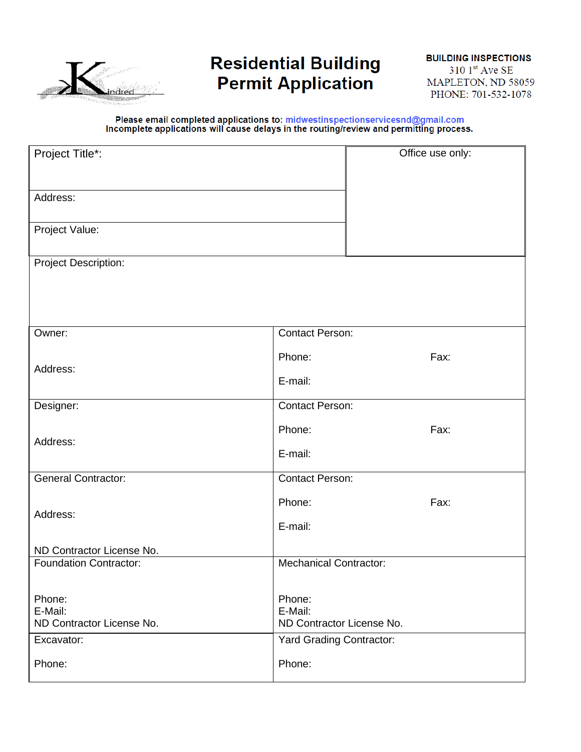Kindred

# Residential Building Permit Application

**BUILDING INSPECTIONS**
310 1st Ave SE
MAPLETON, ND 58059
PHONE: 701-532-1078

**Please email completed applications to: midwestinspectionservicesnd@gmail.com**
**Incomplete applications will cause delays in the routing/review and permitting process.**

| | |
|---|---|
| Project Title*: | Office use only: |
| Address: | |
| Project Value: | |
| Project Description: | |
| Owner:<br><br>Address: | Contact Person:<br><br>Phone: Fax:<br><br>E-mail: |
| Designer:<br><br>Address: | Contact Person:<br><br>Phone: Fax:<br><br>E-mail: |
| General Contractor:<br><br>Address:<br><br>ND Contractor License No. | Contact Person:<br><br>Phone: Fax:<br><br>E-mail: |
| Foundation Contractor:<br><br>Phone:<br>E-Mail:<br>ND Contractor License No. | Mechanical Contractor:<br><br>Phone:<br>E-Mail:<br>ND Contractor License No. |
| Excavator:<br><br>Phone: | Yard Grading Contractor:<br><br>Phone: |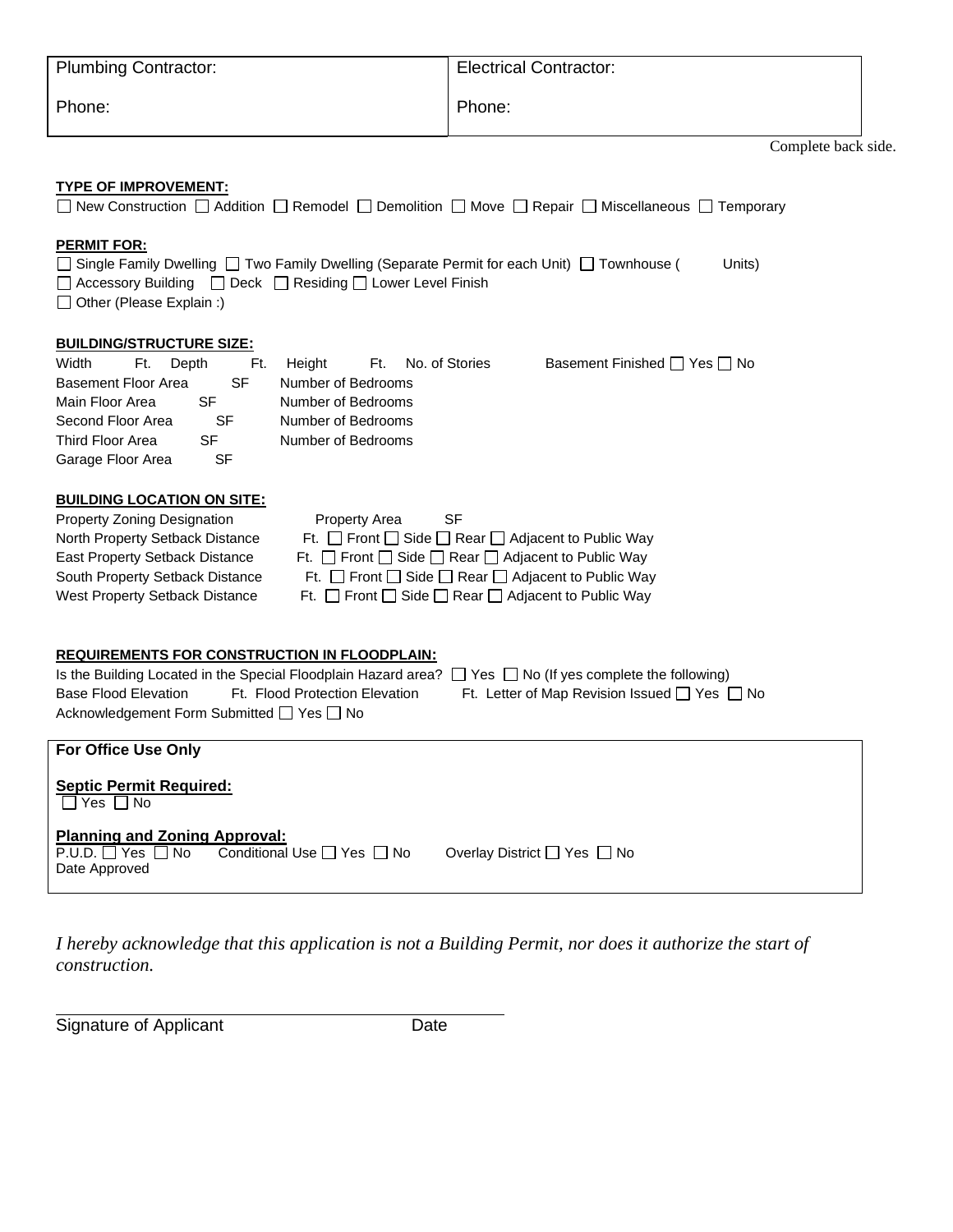| Plumbing Contractor: | Electrical Contractor: |
|---|---|
| Phone: | Phone: |

Complete back side.

**TYPE OF IMPROVEMENT:**

☐ New Construction ☐ Addition ☐ Remodel ☐ Demolition ☐ Move ☐ Repair ☐ Miscellaneous ☐ Temporary

**PERMIT FOR:**

☐ Single Family Dwelling ☐ Two Family Dwelling (Separate Permit for each Unit) ☐ Townhouse ( Units)
☐ Accessory Building ☐ Deck ☐ Residing ☐ Lower Level Finish
☐ Other (Please Explain :)

**BUILDING/STRUCTURE SIZE:**

Width Ft. Depth Ft. Height Ft. No. of Stories Basement Finished ☐ Yes ☐ No
Basement Floor Area SF Number of Bedrooms
Main Floor Area SF Number of Bedrooms
Second Floor Area SF Number of Bedrooms
Third Floor Area SF Number of Bedrooms
Garage Floor Area SF

**BUILDING LOCATION ON SITE:**

Property Zoning Designation Property Area SF
North Property Setback Distance Ft. ☐ Front ☐ Side ☐ Rear ☐ Adjacent to Public Way
East Property Setback Distance Ft. ☐ Front ☐ Side ☐ Rear ☐ Adjacent to Public Way
South Property Setback Distance Ft. ☐ Front ☐ Side ☐ Rear ☐ Adjacent to Public Way
West Property Setback Distance Ft. ☐ Front ☐ Side ☐ Rear ☐ Adjacent to Public Way

**REQUIREMENTS FOR CONSTRUCTION IN FLOODPLAIN:**

Is the Building Located in the Special Floodplain Hazard area? ☐ Yes ☐ No (If yes complete the following)
Base Flood Elevation Ft. Flood Protection Elevation Ft. Letter of Map Revision Issued ☐ Yes ☐ No
Acknowledgement Form Submitted ☐ Yes ☐ No

**For Office Use Only**

**Septic Permit Required:**
☐ Yes ☐ No

**Planning and Zoning Approval:**
P.U.D. ☐ Yes ☐ No Conditional Use ☐ Yes ☐ No Overlay District ☐ Yes ☐ No
Date Approved

*I hereby acknowledge that this application is not a Building Permit, nor does it authorize the start of construction.*

Signature of Applicant Date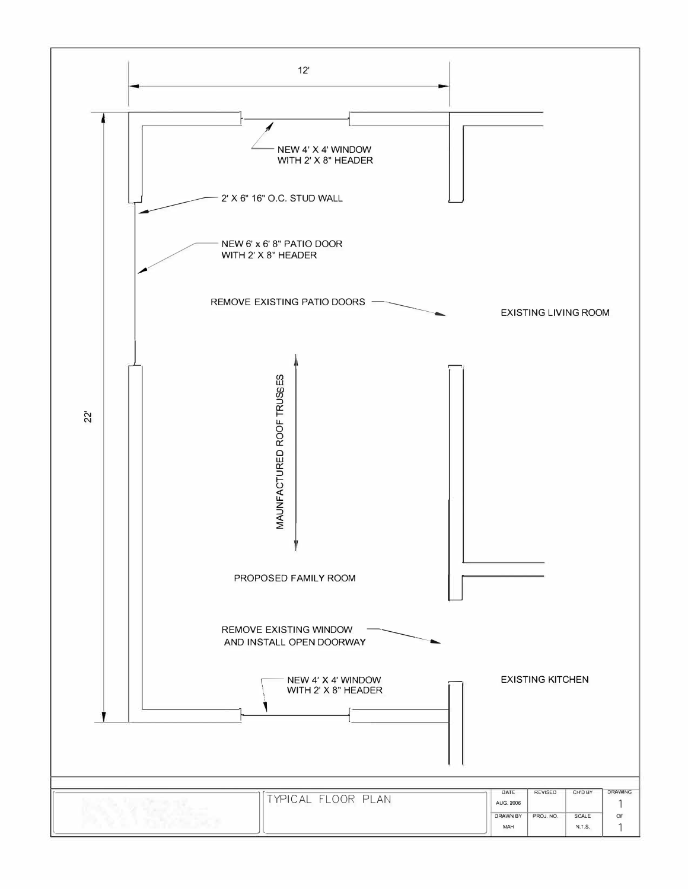12'

22'

NEW 4' X 4' WINDOW
WITH 2' X 8" HEADER

2' X 6" 16" O.C. STUD WALL

NEW 6' x 6' 8" PATIO DOOR
WITH 2' X 8" HEADER

REMOVE EXISTING PATIO DOORS

EXISTING LIVING ROOM

MAUNFACTURED ROOF TRUSSES

PROPOSED FAMILY ROOM

REMOVE EXISTING WINDOW
AND INSTALL OPEN DOORWAY

NEW 4' X 4' WINDOW
WITH 2' X 8" HEADER

EXISTING KITCHEN

| TYPICAL FLOOR PLAN | DATE | REVISED | CHD BY | DRAWING |
|---|---|---|---|---|
| | AUG. 2006 | | | 1 |
| | DRAWN BY | PROJ. NO. | SCALE | OF |
| | MAH | | N.T.S. | 1 |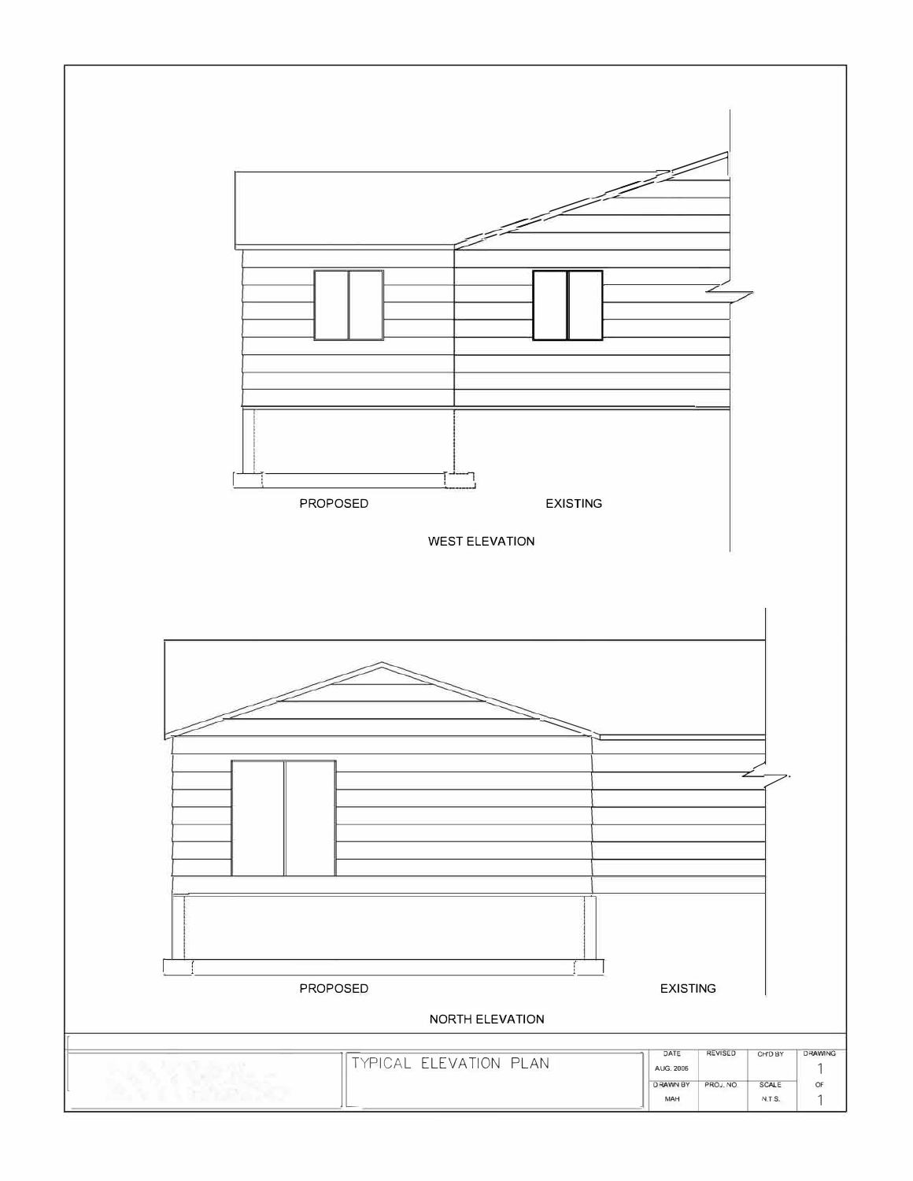PROPOSED

EXISTING

WEST ELEVATION

PROPOSED

EXISTING

NORTH ELEVATION

| | | | | | |
|---|---|---|---|---|---|
| | TYPICAL ELEVATION PLAN | DATE | REVISED | CH'D BY | DRAWING |
| | | AUG. 2006 | | | 1 |
| | | DRAWN BY | PROJ. NO. | SCALE | OF |
| | | MAH | | N.T.S. | 1 |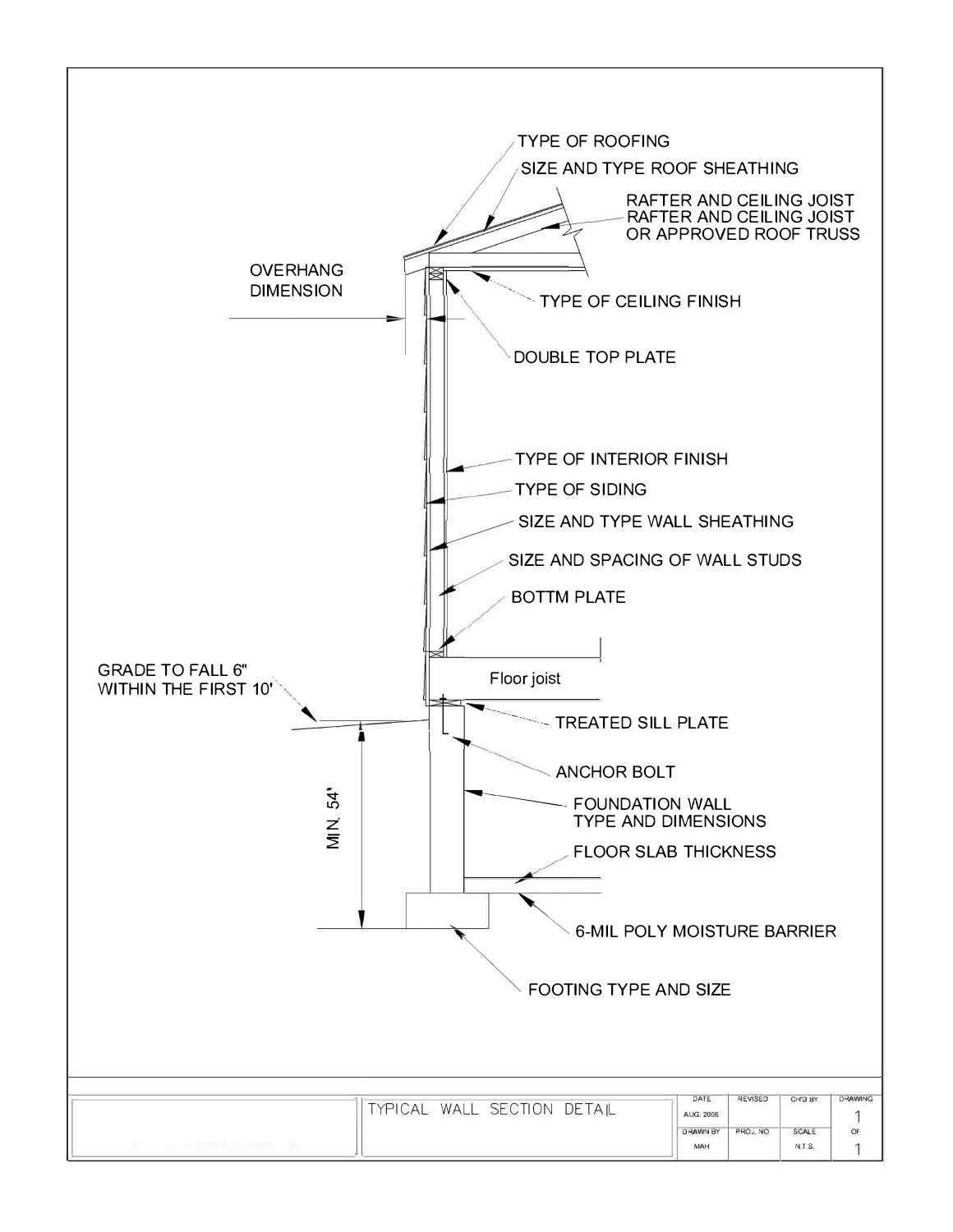TYPE OF ROOFING

SIZE AND TYPE ROOF SHEATHING

RAFTER AND CEILING JOIST
RAFTER AND CEILING JOIST
OR APPROVED ROOF TRUSS

OVERHANG
DIMENSION

TYPE OF CEILING FINISH

DOUBLE TOP PLATE

TYPE OF INTERIOR FINISH

TYPE OF SIDING

SIZE AND TYPE WALL SHEATHING

SIZE AND SPACING OF WALL STUDS

BOTTM PLATE

GRADE TO FALL 6"
WITHIN THE FIRST 10'

Floor joist

TREATED SILL PLATE

ANCHOR BOLT

MIN. 54"

FOUNDATION WALL
TYPE AND DIMENSIONS

FLOOR SLAB THICKNESS

6-MIL POLY MOISTURE BARRIER

FOOTING TYPE AND SIZE

| TYPICAL WALL SECTION DETAIL | DATE | REVISED | CHD BY | DRAWING |
|---|---|---|---|---|
| | AUG. 2006 | | | 1 |
| | DRAWN BY | PROJ. NO. | SCALE | OF |
| | MAH | | N.T.S. | 1 |